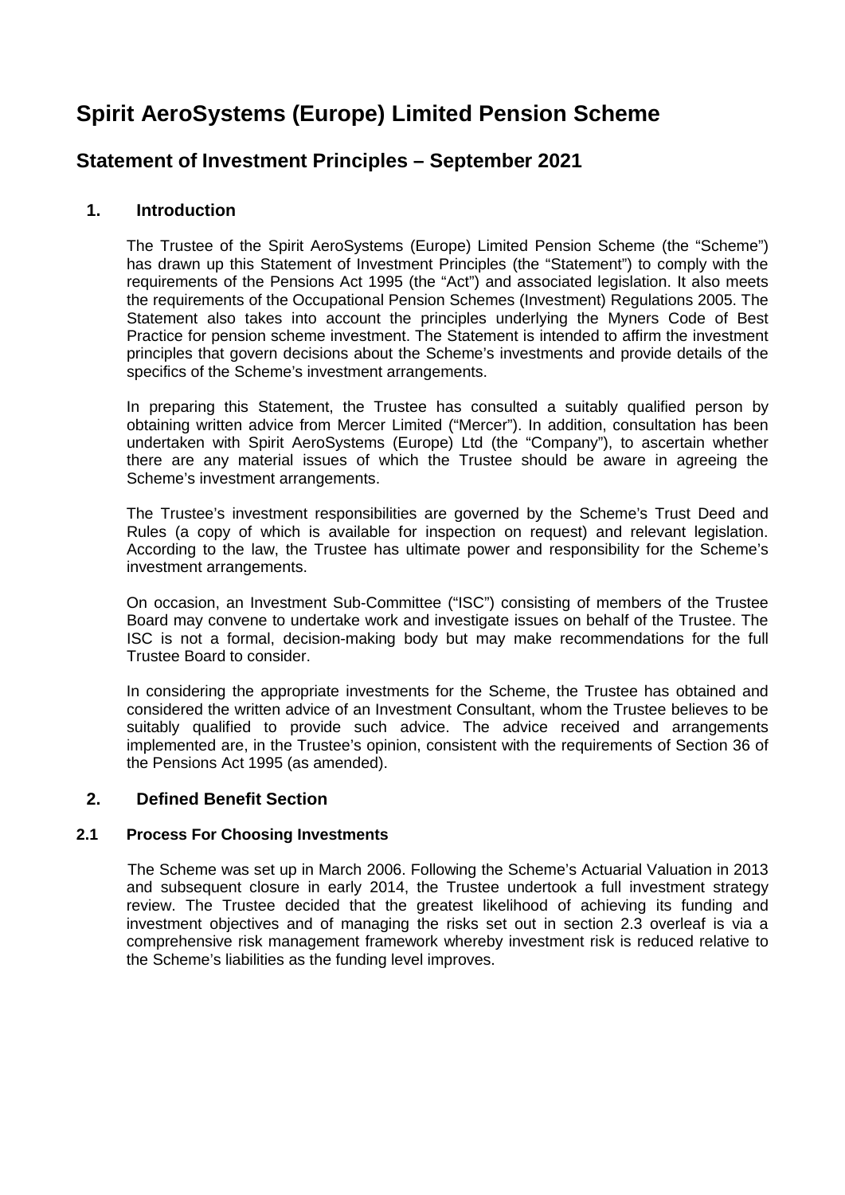# Spirit AeroSystems (Europe) Limited Pension Scheme

## Statement of Investment Principles – September 2021

### 1. Introduction

The Trustee of the Spirit AeroSystems (Europe) Limited Pension Scheme (the "Scheme") has drawn up this Statement of Investment Principles (the "Statement") to comply with the requirements of the Pensions Act 1995 (the "Act") and associated legislation. It also meets the requirements of the Occupational Pension Schemes (Investment) Regulations 2005. The Statement also takes into account the principles underlying the Myners Code of Best Practice for pension scheme investment. The Statement is intended to affirm the investment principles that govern decisions about the Scheme's investments and provide details of the specifics of the Scheme's investment arrangements.

In preparing this Statement, the Trustee has consulted a suitably qualified person by obtaining written advice from Mercer Limited ("Mercer"). In addition, consultation has been undertaken with Spirit AeroSystems (Europe) Ltd (the "Company"), to ascertain whether there are any material issues of which the Trustee should be aware in agreeing the Scheme's investment arrangements.

The Trustee's investment responsibilities are governed by the Scheme's Trust Deed and Rules (a copy of which is available for inspection on request) and relevant legislation. According to the law, the Trustee has ultimate power and responsibility for the Scheme's investment arrangements.

On occasion, an Investment Sub-Committee ("ISC") consisting of members of the Trustee Board may convene to undertake work and investigate issues on behalf of the Trustee. The ISC is not a formal, decision-making body but may make recommendations for the full Trustee Board to consider.

In considering the appropriate investments for the Scheme, the Trustee has obtained and considered the written advice of an Investment Consultant, whom the Trustee believes to be suitably qualified to provide such advice. The advice received and arrangements implemented are, in the Trustee's opinion, consistent with the requirements of Section 36 of the Pensions Act 1995 (as amended).

### 2. Defined Benefit Section

#### 2.1 Process For Choosing Investments

The Scheme was set up in March 2006. Following the Scheme's Actuarial Valuation in 2013 and subsequent closure in early 2014, the Trustee undertook a full investment strategy review. The Trustee decided that the greatest likelihood of achieving its funding and investment objectives and of managing the risks set out in section 2.3 overleaf is via a comprehensive risk management framework whereby investment risk is reduced relative to the Scheme's liabilities as the funding level improves.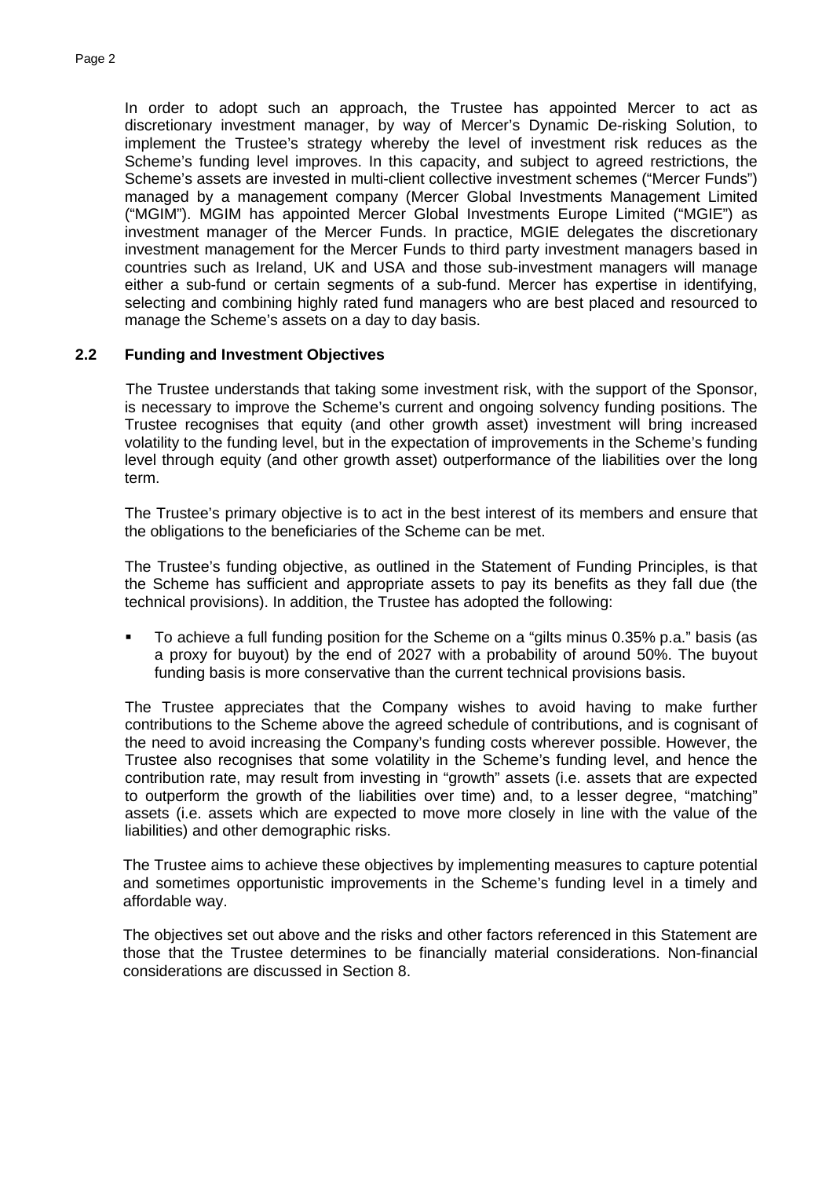In order to adopt such an approach, the Trustee has appointed Mercer to act as discretionary investment manager, by way of Mercer's Dynamic De-risking Solution, to implement the Trustee's strategy whereby the level of investment risk reduces as the Scheme's funding level improves. In this capacity, and subject to agreed restrictions, the Scheme's assets are invested in multi-client collective investment schemes ("Mercer Funds") managed by a management company (Mercer Global Investments Management Limited ("MGIM"). MGIM has appointed Mercer Global Investments Europe Limited ("MGIE") as investment manager of the Mercer Funds. In practice, MGIE delegates the discretionary investment management for the Mercer Funds to third party investment managers based in countries such as Ireland, UK and USA and those sub-investment managers will manage either a sub-fund or certain segments of a sub-fund. Mercer has expertise in identifying, selecting and combining highly rated fund managers who are best placed and resourced to manage the Scheme's assets on a day to day basis.

## 2.2 Funding and Investment Objectives

The Trustee understands that taking some investment risk, with the support of the Sponsor, is necessary to improve the Scheme's current and ongoing solvency funding positions. The Trustee recognises that equity (and other growth asset) investment will bring increased volatility to the funding level, but in the expectation of improvements in the Scheme's funding level through equity (and other growth asset) outperformance of the liabilities over the long term.

The Trustee's primary objective is to act in the best interest of its members and ensure that the obligations to the beneficiaries of the Scheme can be met.

The Trustee's funding objective, as outlined in the Statement of Funding Principles, is that the Scheme has sufficient and appropriate assets to pay its benefits as they fall due (the technical provisions). In addition, the Trustee has adopted the following:

- To achieve a full funding position for the Scheme on a "gilts minus 0.35% p.a." basis (as a proxy for buyout) by the end of 2027 with a probability of around 50%. The buyout funding basis is more conservative than the current technical provisions basis.

The Trustee appreciates that the Company wishes to avoid having to make further contributions to the Scheme above the agreed schedule of contributions, and is cognisant of the need to avoid increasing the Company's funding costs wherever possible. However, the Trustee also recognises that some volatility in the Scheme's funding level, and hence the contribution rate, may result from investing in "growth" assets (i.e. assets that are expected to outperform the growth of the liabilities over time) and, to a lesser degree, "matching" assets (i.e. assets which are expected to move more closely in line with the value of the liabilities) and other demographic risks.

The Trustee aims to achieve these objectives by implementing measures to capture potential and sometimes opportunistic improvements in the Scheme's funding level in a timely and affordable way.

The objectives set out above and the risks and other factors referenced in this Statement are those that the Trustee determines to be financially material considerations. Non-financial considerations are discussed in Section 8.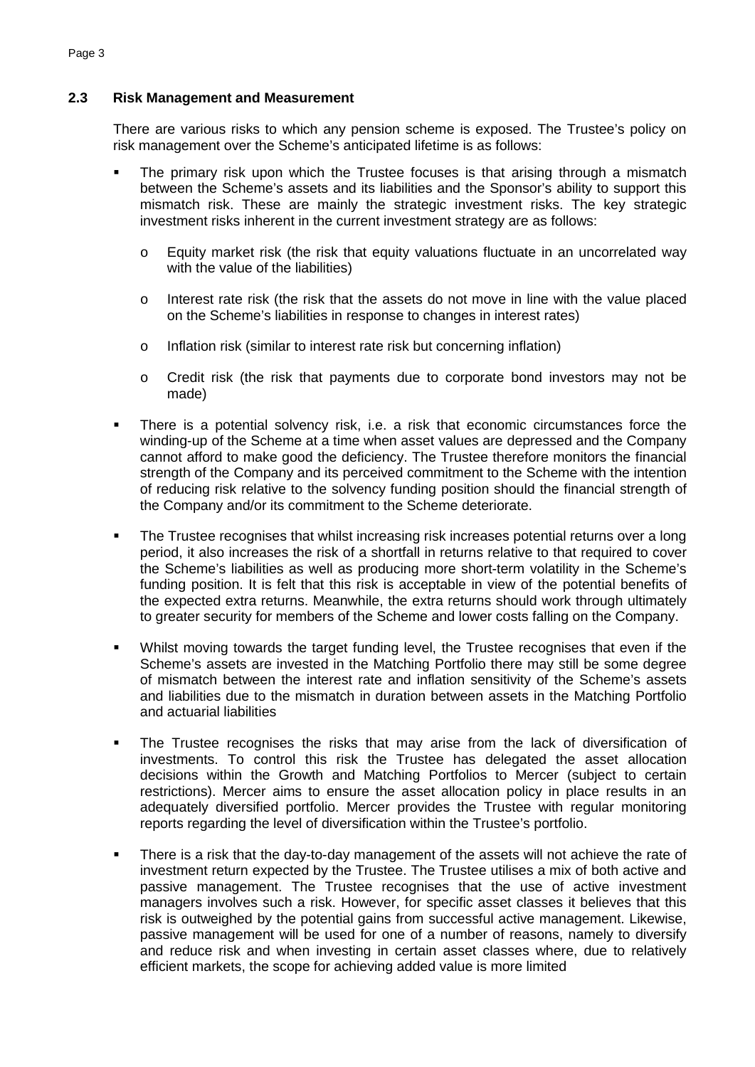## 2.3 Risk Management and Measurement

There are various risks to which any pension scheme is exposed. The Trustee's policy on risk management over the Scheme's anticipated lifetime is as follows:

- The primary risk upon which the Trustee focuses is that arising through a mismatch between the Scheme's assets and its liabilities and the Sponsor's ability to support this mismatch risk. These are mainly the strategic investment risks. The key strategic investment risks inherent in the current investment strategy are as follows:
  - Equity market risk (the risk that equity valuations fluctuate in an uncorrelated way with the value of the liabilities)
  - Interest rate risk (the risk that the assets do not move in line with the value placed on the Scheme's liabilities in response to changes in interest rates)
  - Inflation risk (similar to interest rate risk but concerning inflation)
  - Credit risk (the risk that payments due to corporate bond investors may not be made)
- There is a potential solvency risk, i.e. a risk that economic circumstances force the winding-up of the Scheme at a time when asset values are depressed and the Company cannot afford to make good the deficiency. The Trustee therefore monitors the financial strength of the Company and its perceived commitment to the Scheme with the intention of reducing risk relative to the solvency funding position should the financial strength of the Company and/or its commitment to the Scheme deteriorate.
- The Trustee recognises that whilst increasing risk increases potential returns over a long period, it also increases the risk of a shortfall in returns relative to that required to cover the Scheme's liabilities as well as producing more short-term volatility in the Scheme's funding position. It is felt that this risk is acceptable in view of the potential benefits of the expected extra returns. Meanwhile, the extra returns should work through ultimately to greater security for members of the Scheme and lower costs falling on the Company.
- Whilst moving towards the target funding level, the Trustee recognises that even if the Scheme's assets are invested in the Matching Portfolio there may still be some degree of mismatch between the interest rate and inflation sensitivity of the Scheme's assets and liabilities due to the mismatch in duration between assets in the Matching Portfolio and actuarial liabilities
- The Trustee recognises the risks that may arise from the lack of diversification of investments. To control this risk the Trustee has delegated the asset allocation decisions within the Growth and Matching Portfolios to Mercer (subject to certain restrictions). Mercer aims to ensure the asset allocation policy in place results in an adequately diversified portfolio. Mercer provides the Trustee with regular monitoring reports regarding the level of diversification within the Trustee's portfolio.
- There is a risk that the day-to-day management of the assets will not achieve the rate of investment return expected by the Trustee. The Trustee utilises a mix of both active and passive management. The Trustee recognises that the use of active investment managers involves such a risk. However, for specific asset classes it believes that this risk is outweighed by the potential gains from successful active management. Likewise, passive management will be used for one of a number of reasons, namely to diversify and reduce risk and when investing in certain asset classes where, due to relatively efficient markets, the scope for achieving added value is more limited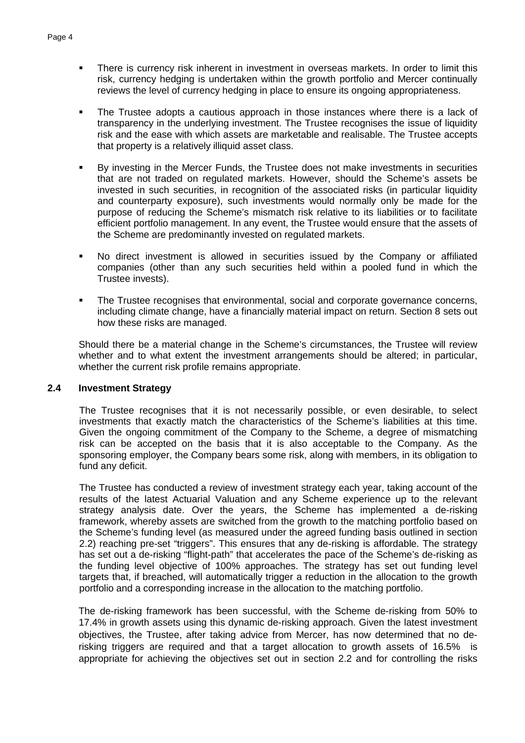- There is currency risk inherent in investment in overseas markets. In order to limit this risk, currency hedging is undertaken within the growth portfolio and Mercer continually reviews the level of currency hedging in place to ensure its ongoing appropriateness.
- The Trustee adopts a cautious approach in those instances where there is a lack of transparency in the underlying investment. The Trustee recognises the issue of liquidity risk and the ease with which assets are marketable and realisable. The Trustee accepts that property is a relatively illiquid asset class.
- By investing in the Mercer Funds, the Trustee does not make investments in securities that are not traded on regulated markets. However, should the Scheme's assets be invested in such securities, in recognition of the associated risks (in particular liquidity and counterparty exposure), such investments would normally only be made for the purpose of reducing the Scheme's mismatch risk relative to its liabilities or to facilitate efficient portfolio management. In any event, the Trustee would ensure that the assets of the Scheme are predominantly invested on regulated markets.
- No direct investment is allowed in securities issued by the Company or affiliated companies (other than any such securities held within a pooled fund in which the Trustee invests).
- The Trustee recognises that environmental, social and corporate governance concerns, including climate change, have a financially material impact on return. Section 8 sets out how these risks are managed.

Should there be a material change in the Scheme's circumstances, the Trustee will review whether and to what extent the investment arrangements should be altered; in particular, whether the current risk profile remains appropriate.

### 2.4 Investment Strategy

The Trustee recognises that it is not necessarily possible, or even desirable, to select investments that exactly match the characteristics of the Scheme's liabilities at this time. Given the ongoing commitment of the Company to the Scheme, a degree of mismatching risk can be accepted on the basis that it is also acceptable to the Company. As the sponsoring employer, the Company bears some risk, along with members, in its obligation to fund any deficit.

The Trustee has conducted a review of investment strategy each year, taking account of the results of the latest Actuarial Valuation and any Scheme experience up to the relevant strategy analysis date. Over the years, the Scheme has implemented a de-risking framework, whereby assets are switched from the growth to the matching portfolio based on the Scheme's funding level (as measured under the agreed funding basis outlined in section 2.2) reaching pre-set "triggers". This ensures that any de-risking is affordable. The strategy has set out a de-risking "flight-path" that accelerates the pace of the Scheme's de-risking as the funding level objective of 100% approaches. The strategy has set out funding level targets that, if breached, will automatically trigger a reduction in the allocation to the growth portfolio and a corresponding increase in the allocation to the matching portfolio.

The de-risking framework has been successful, with the Scheme de-risking from 50% to 17.4% in growth assets using this dynamic de-risking approach. Given the latest investment objectives, the Trustee, after taking advice from Mercer, has now determined that no de-risking triggers are required and that a target allocation to growth assets of 16.5% is appropriate for achieving the objectives set out in section 2.2 and for controlling the risks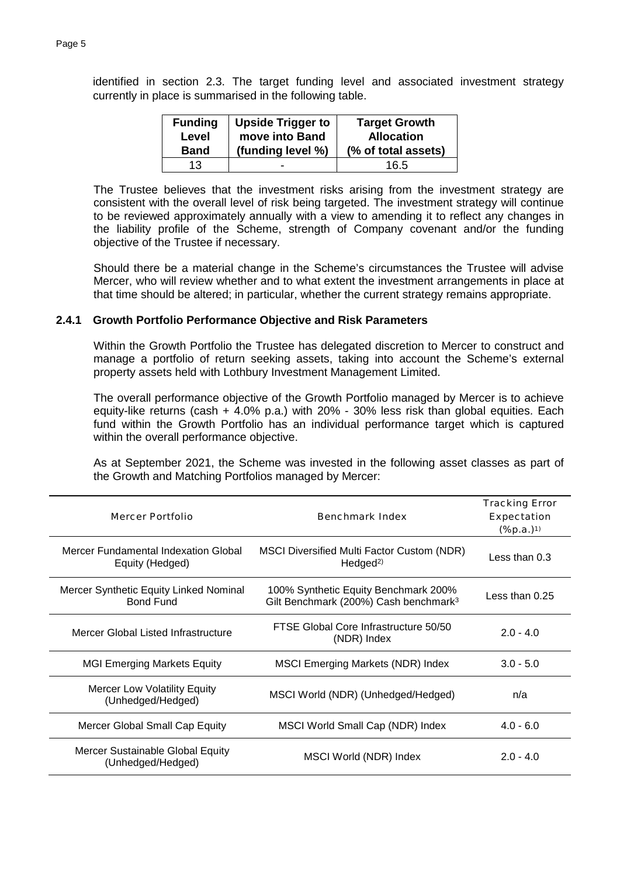identified in section 2.3. The target funding level and associated investment strategy currently in place is summarised in the following table.

| Funding Level Band | Upside Trigger to move into Band (funding level %) | Target Growth Allocation (% of total assets) |
|---|---|---|
| 13 | - | 16.5 |

The Trustee believes that the investment risks arising from the investment strategy are consistent with the overall level of risk being targeted. The investment strategy will continue to be reviewed approximately annually with a view to amending it to reflect any changes in the liability profile of the Scheme, strength of Company covenant and/or the funding objective of the Trustee if necessary.

Should there be a material change in the Scheme's circumstances the Trustee will advise Mercer, who will review whether and to what extent the investment arrangements in place at that time should be altered; in particular, whether the current strategy remains appropriate.

### 2.4.1 Growth Portfolio Performance Objective and Risk Parameters

Within the Growth Portfolio the Trustee has delegated discretion to Mercer to construct and manage a portfolio of return seeking assets, taking into account the Scheme's external property assets held with Lothbury Investment Management Limited.

The overall performance objective of the Growth Portfolio managed by Mercer is to achieve equity-like returns (cash + 4.0% p.a.) with 20% - 30% less risk than global equities. Each fund within the Growth Portfolio has an individual performance target which is captured within the overall performance objective.

As at September 2021, the Scheme was invested in the following asset classes as part of the Growth and Matching Portfolios managed by Mercer:

| Mercer Portfolio | Benchmark Index | Tracking Error Expectation (%p.a.)[1)] |
|---|---|---|
| Mercer Fundamental Indexation Global Equity (Hedged) | MSCI Diversified Multi Factor Custom (NDR) Hedged[2)] | Less than 0.3 |
| Mercer Synthetic Equity Linked Nominal Bond Fund | 100% Synthetic Equity Benchmark 200% Gilt Benchmark (200%) Cash benchmark[3] | Less than 0.25 |
| Mercer Global Listed Infrastructure | FTSE Global Core Infrastructure 50/50 (NDR) Index | 2.0 - 4.0 |
| MGI Emerging Markets Equity | MSCI Emerging Markets (NDR) Index | 3.0 - 5.0 |
| Mercer Low Volatility Equity (Unhedged/Hedged) | MSCI World (NDR) (Unhedged/Hedged) | n/a |
| Mercer Global Small Cap Equity | MSCI World Small Cap (NDR) Index | 4.0 - 6.0 |
| Mercer Sustainable Global Equity (Unhedged/Hedged) | MSCI World (NDR) Index | 2.0 - 4.0 |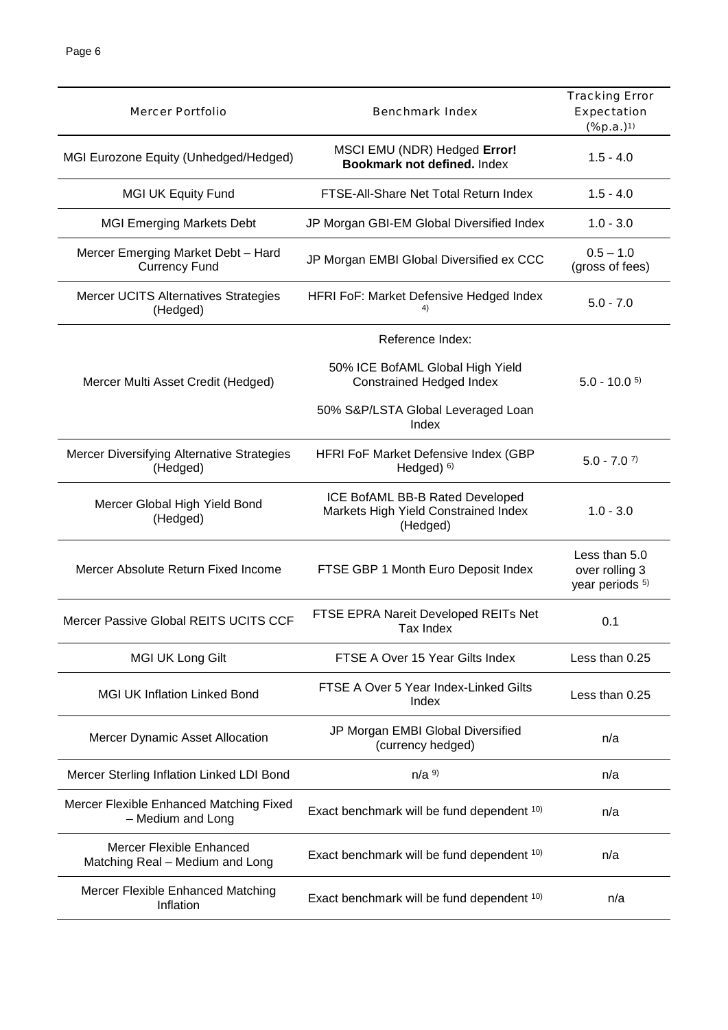| Mercer Portfolio | Benchmark Index | Tracking Error Expectation (%p.a.)[1)] |
|---|---|---|
| MGI Eurozone Equity (Unhedged/Hedged) | MSCI EMU (NDR) Hedged **Error! Bookmark not defined.** Index | 1.5 - 4.0 |
| MGI UK Equity Fund | FTSE-All-Share Net Total Return Index | 1.5 - 4.0 |
| MGI Emerging Markets Debt | JP Morgan GBI-EM Global Diversified Index | 1.0 - 3.0 |
| Mercer Emerging Market Debt – Hard Currency Fund | JP Morgan EMBI Global Diversified ex CCC | 0.5 – 1.0 (gross of fees) |
| Mercer UCITS Alternatives Strategies (Hedged) | HFRI FoF: Market Defensive Hedged Index [4)] | 5.0 - 7.0 |
| Mercer Multi Asset Credit (Hedged) | Reference Index: 50% ICE BofAML Global High Yield Constrained Hedged Index 50% S&P/LSTA Global Leveraged Loan Index | 5.0 - 10.0 [5)] |
| Mercer Diversifying Alternative Strategies (Hedged) | HFRI FoF Market Defensive Index (GBP Hedged) [6)] | 5.0 - 7.0 [7)] |
| Mercer Global High Yield Bond (Hedged) | ICE BofAML BB-B Rated Developed Markets High Yield Constrained Index (Hedged) | 1.0 - 3.0 |
| Mercer Absolute Return Fixed Income | FTSE GBP 1 Month Euro Deposit Index | Less than 5.0 over rolling 3 year periods [5)] |
| Mercer Passive Global REITS UCITS CCF | FTSE EPRA Nareit Developed REITs Net Tax Index | 0.1 |
| MGI UK Long Gilt | FTSE A Over 15 Year Gilts Index | Less than 0.25 |
| MGI UK Inflation Linked Bond | FTSE A Over 5 Year Index-Linked Gilts Index | Less than 0.25 |
| Mercer Dynamic Asset Allocation | JP Morgan EMBI Global Diversified (currency hedged) | n/a |
| Mercer Sterling Inflation Linked LDI Bond | n/a [9)] | n/a |
| Mercer Flexible Enhanced Matching Fixed – Medium and Long | Exact benchmark will be fund dependent [10)] | n/a |
| Mercer Flexible Enhanced Matching Real – Medium and Long | Exact benchmark will be fund dependent [10)] | n/a |
| Mercer Flexible Enhanced Matching Inflation | Exact benchmark will be fund dependent [10)] | n/a |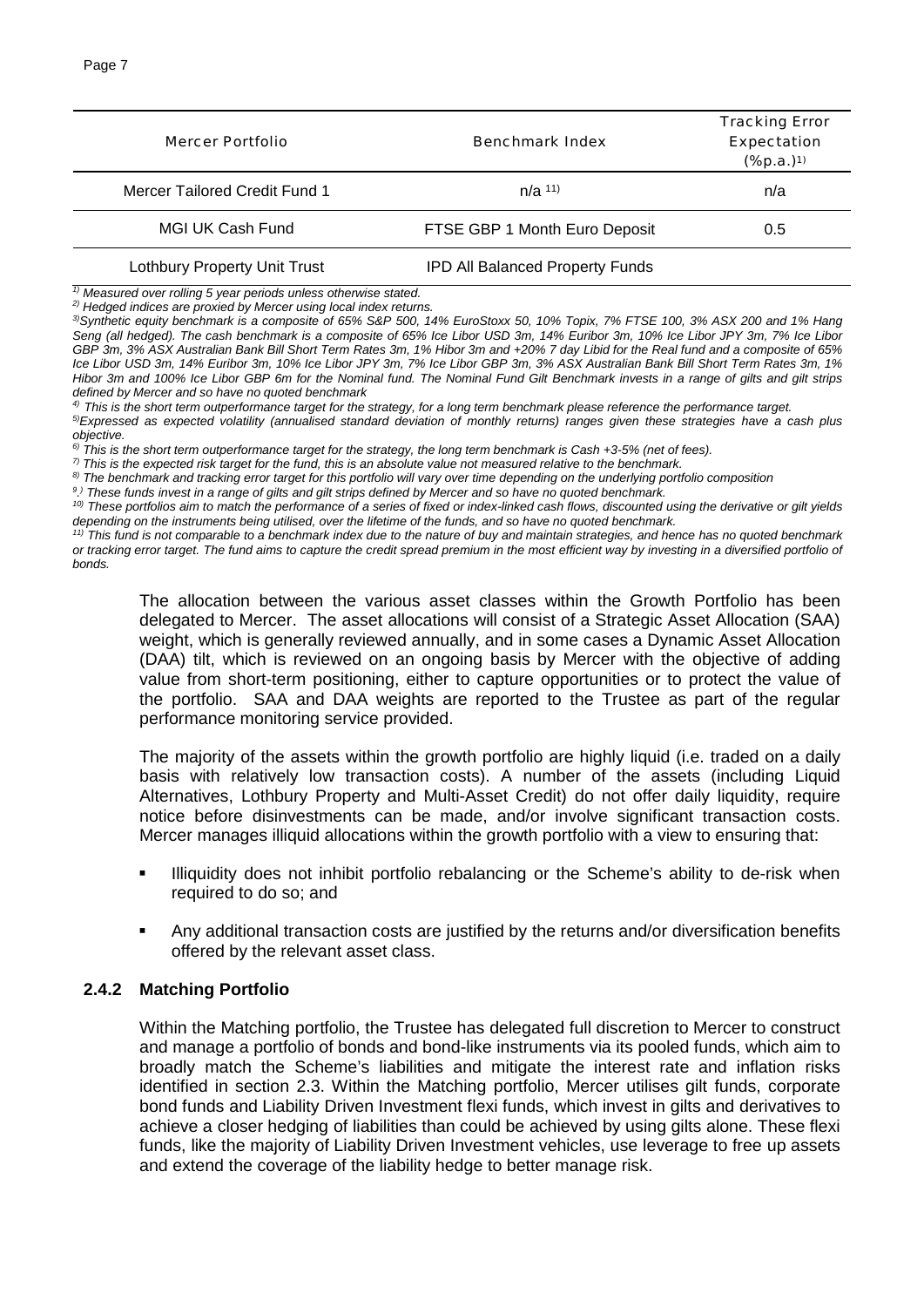| Mercer Portfolio | Benchmark Index | Tracking Error Expectation (%p.a.)[1] |
| --- | --- | --- |
| Mercer Tailored Credit Fund 1 | n/a [11] | n/a |
| MGI UK Cash Fund | FTSE GBP 1 Month Euro Deposit | 0.5 |
| Lothbury Property Unit Trust | IPD All Balanced Property Funds | |

*[1] Measured over rolling 5 year periods unless otherwise stated.*

*[2] Hedged indices are proxied by Mercer using local index returns.*

*[3] Synthetic equity benchmark is a composite of 65% S&P 500, 14% EuroStoxx 50, 10% Topix, 7% FTSE 100, 3% ASX 200 and 1% Hang Seng (all hedged). The cash benchmark is a composite of 65% Ice Libor USD 3m, 14% Euribor 3m, 10% Ice Libor JPY 3m, 7% Ice Libor GBP 3m, 3% ASX Australian Bank Bill Short Term Rates 3m, 1% Hibor 3m and +20% 7 day Libid for the Real fund and a composite of 65% Ice Libor USD 3m, 14% Euribor 3m, 10% Ice Libor JPY 3m, 7% Ice Libor GBP 3m, 3% ASX Australian Bank Bill Short Term Rates 3m, 1% Hibor 3m and 100% Ice Libor GBP 6m for the Nominal fund. The Nominal Fund Gilt Benchmark invests in a range of gilts and gilt strips defined by Mercer and so have no quoted benchmark*

*[4] This is the short term outperformance target for the strategy, for a long term benchmark please reference the performance target.*

*[5] Expressed as expected volatility (annualised standard deviation of monthly returns) ranges given these strategies have a cash plus objective.*

*[6] This is the short term outperformance target for the strategy, the long term benchmark is Cash +3-5% (net of fees).*

*[7] This is the expected risk target for the fund, this is an absolute value not measured relative to the benchmark.*

*[8] The benchmark and tracking error target for this portfolio will vary over time depending on the underlying portfolio composition*

*[9] These funds invest in a range of gilts and gilt strips defined by Mercer and so have no quoted benchmark.*

*[10] These portfolios aim to match the performance of a series of fixed or index-linked cash flows, discounted using the derivative or gilt yields depending on the instruments being utilised, over the lifetime of the funds, and so have no quoted benchmark.*

*[11] This fund is not comparable to a benchmark index due to the nature of buy and maintain strategies, and hence has no quoted benchmark or tracking error target. The fund aims to capture the credit spread premium in the most efficient way by investing in a diversified portfolio of bonds.*

The allocation between the various asset classes within the Growth Portfolio has been delegated to Mercer. The asset allocations will consist of a Strategic Asset Allocation (SAA) weight, which is generally reviewed annually, and in some cases a Dynamic Asset Allocation (DAA) tilt, which is reviewed on an ongoing basis by Mercer with the objective of adding value from short-term positioning, either to capture opportunities or to protect the value of the portfolio. SAA and DAA weights are reported to the Trustee as part of the regular performance monitoring service provided.

The majority of the assets within the growth portfolio are highly liquid (i.e. traded on a daily basis with relatively low transaction costs). A number of the assets (including Liquid Alternatives, Lothbury Property and Multi-Asset Credit) do not offer daily liquidity, require notice before disinvestments can be made, and/or involve significant transaction costs. Mercer manages illiquid allocations within the growth portfolio with a view to ensuring that:

- Illiquidity does not inhibit portfolio rebalancing or the Scheme's ability to de-risk when required to do so; and
- Any additional transaction costs are justified by the returns and/or diversification benefits offered by the relevant asset class.

### 2.4.2 Matching Portfolio

Within the Matching portfolio, the Trustee has delegated full discretion to Mercer to construct and manage a portfolio of bonds and bond-like instruments via its pooled funds, which aim to broadly match the Scheme's liabilities and mitigate the interest rate and inflation risks identified in section 2.3. Within the Matching portfolio, Mercer utilises gilt funds, corporate bond funds and Liability Driven Investment flexi funds, which invest in gilts and derivatives to achieve a closer hedging of liabilities than could be achieved by using gilts alone. These flexi funds, like the majority of Liability Driven Investment vehicles, use leverage to free up assets and extend the coverage of the liability hedge to better manage risk.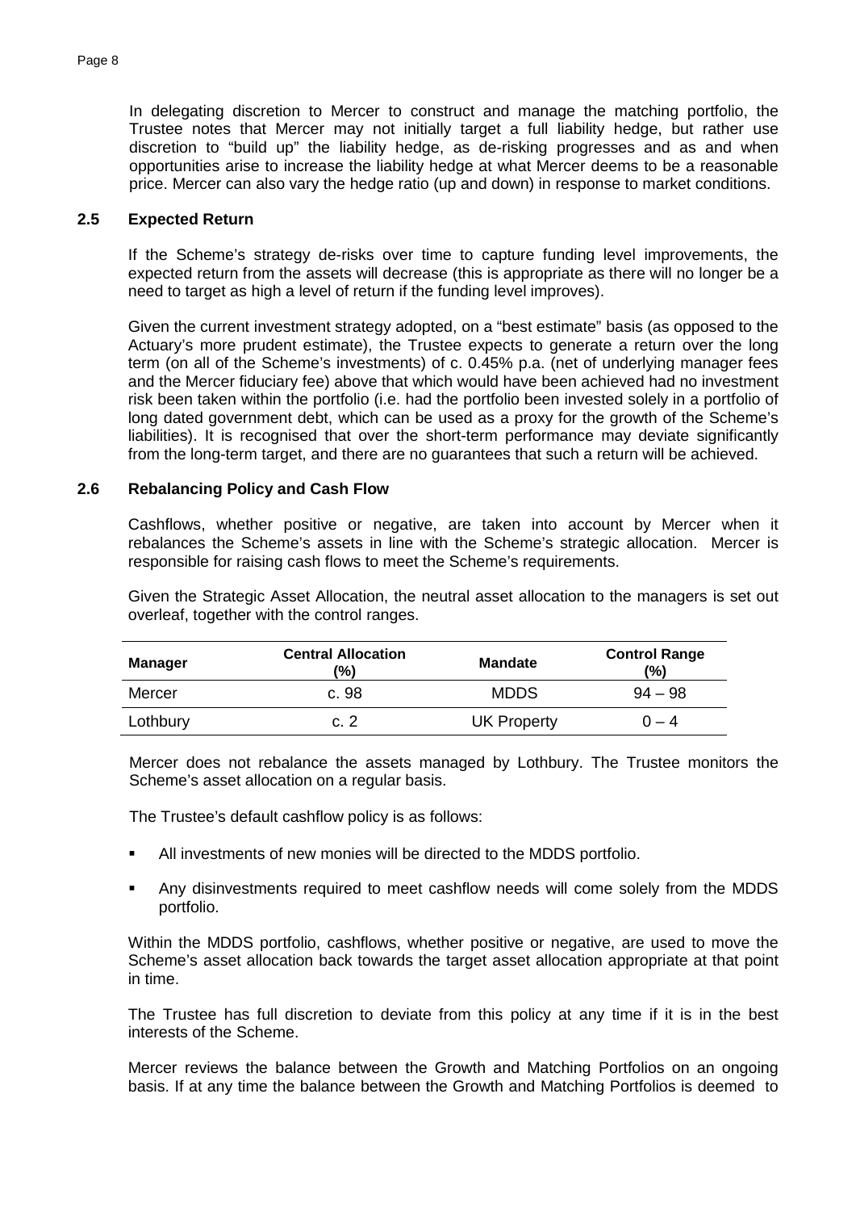In delegating discretion to Mercer to construct and manage the matching portfolio, the Trustee notes that Mercer may not initially target a full liability hedge, but rather use discretion to "build up" the liability hedge, as de-risking progresses and as and when opportunities arise to increase the liability hedge at what Mercer deems to be a reasonable price. Mercer can also vary the hedge ratio (up and down) in response to market conditions.

### 2.5 Expected Return

If the Scheme's strategy de-risks over time to capture funding level improvements, the expected return from the assets will decrease (this is appropriate as there will no longer be a need to target as high a level of return if the funding level improves).

Given the current investment strategy adopted, on a "best estimate" basis (as opposed to the Actuary's more prudent estimate), the Trustee expects to generate a return over the long term (on all of the Scheme's investments) of c. 0.45% p.a. (net of underlying manager fees and the Mercer fiduciary fee) above that which would have been achieved had no investment risk been taken within the portfolio (i.e. had the portfolio been invested solely in a portfolio of long dated government debt, which can be used as a proxy for the growth of the Scheme's liabilities). It is recognised that over the short-term performance may deviate significantly from the long-term target, and there are no guarantees that such a return will be achieved.

### 2.6 Rebalancing Policy and Cash Flow

Cashflows, whether positive or negative, are taken into account by Mercer when it rebalances the Scheme's assets in line with the Scheme's strategic allocation. Mercer is responsible for raising cash flows to meet the Scheme's requirements.

Given the Strategic Asset Allocation, the neutral asset allocation to the managers is set out overleaf, together with the control ranges.

| Manager | Central Allocation (%) | Mandate | Control Range (%) |
|---|---|---|---|
| Mercer | c. 98 | MDDS | 94 – 98 |
| Lothbury | c. 2 | UK Property | 0 – 4 |

Mercer does not rebalance the assets managed by Lothbury. The Trustee monitors the Scheme's asset allocation on a regular basis.

The Trustee's default cashflow policy is as follows:

- All investments of new monies will be directed to the MDDS portfolio.
- Any disinvestments required to meet cashflow needs will come solely from the MDDS portfolio.

Within the MDDS portfolio, cashflows, whether positive or negative, are used to move the Scheme's asset allocation back towards the target asset allocation appropriate at that point in time.

The Trustee has full discretion to deviate from this policy at any time if it is in the best interests of the Scheme.

Mercer reviews the balance between the Growth and Matching Portfolios on an ongoing basis. If at any time the balance between the Growth and Matching Portfolios is deemed to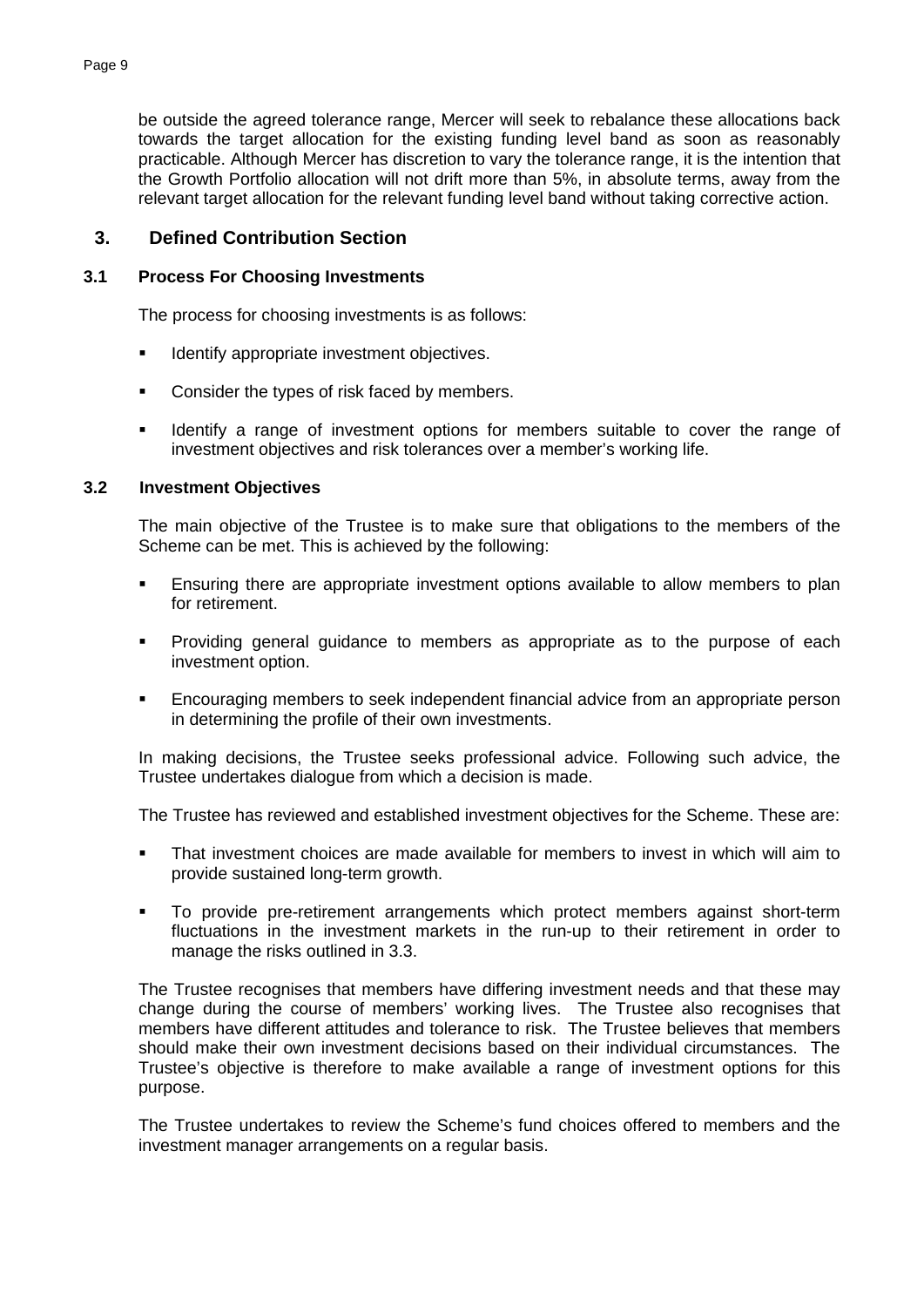be outside the agreed tolerance range, Mercer will seek to rebalance these allocations back towards the target allocation for the existing funding level band as soon as reasonably practicable. Although Mercer has discretion to vary the tolerance range, it is the intention that the Growth Portfolio allocation will not drift more than 5%, in absolute terms, away from the relevant target allocation for the relevant funding level band without taking corrective action.

## 3. Defined Contribution Section

### 3.1 Process For Choosing Investments

The process for choosing investments is as follows:

- Identify appropriate investment objectives.
- Consider the types of risk faced by members.
- Identify a range of investment options for members suitable to cover the range of investment objectives and risk tolerances over a member's working life.

### 3.2 Investment Objectives

The main objective of the Trustee is to make sure that obligations to the members of the Scheme can be met. This is achieved by the following:

- Ensuring there are appropriate investment options available to allow members to plan for retirement.
- Providing general guidance to members as appropriate as to the purpose of each investment option.
- Encouraging members to seek independent financial advice from an appropriate person in determining the profile of their own investments.

In making decisions, the Trustee seeks professional advice. Following such advice, the Trustee undertakes dialogue from which a decision is made.

The Trustee has reviewed and established investment objectives for the Scheme. These are:

- That investment choices are made available for members to invest in which will aim to provide sustained long-term growth.
- To provide pre-retirement arrangements which protect members against short-term fluctuations in the investment markets in the run-up to their retirement in order to manage the risks outlined in 3.3.

The Trustee recognises that members have differing investment needs and that these may change during the course of members' working lives. The Trustee also recognises that members have different attitudes and tolerance to risk. The Trustee believes that members should make their own investment decisions based on their individual circumstances. The Trustee's objective is therefore to make available a range of investment options for this purpose.

The Trustee undertakes to review the Scheme's fund choices offered to members and the investment manager arrangements on a regular basis.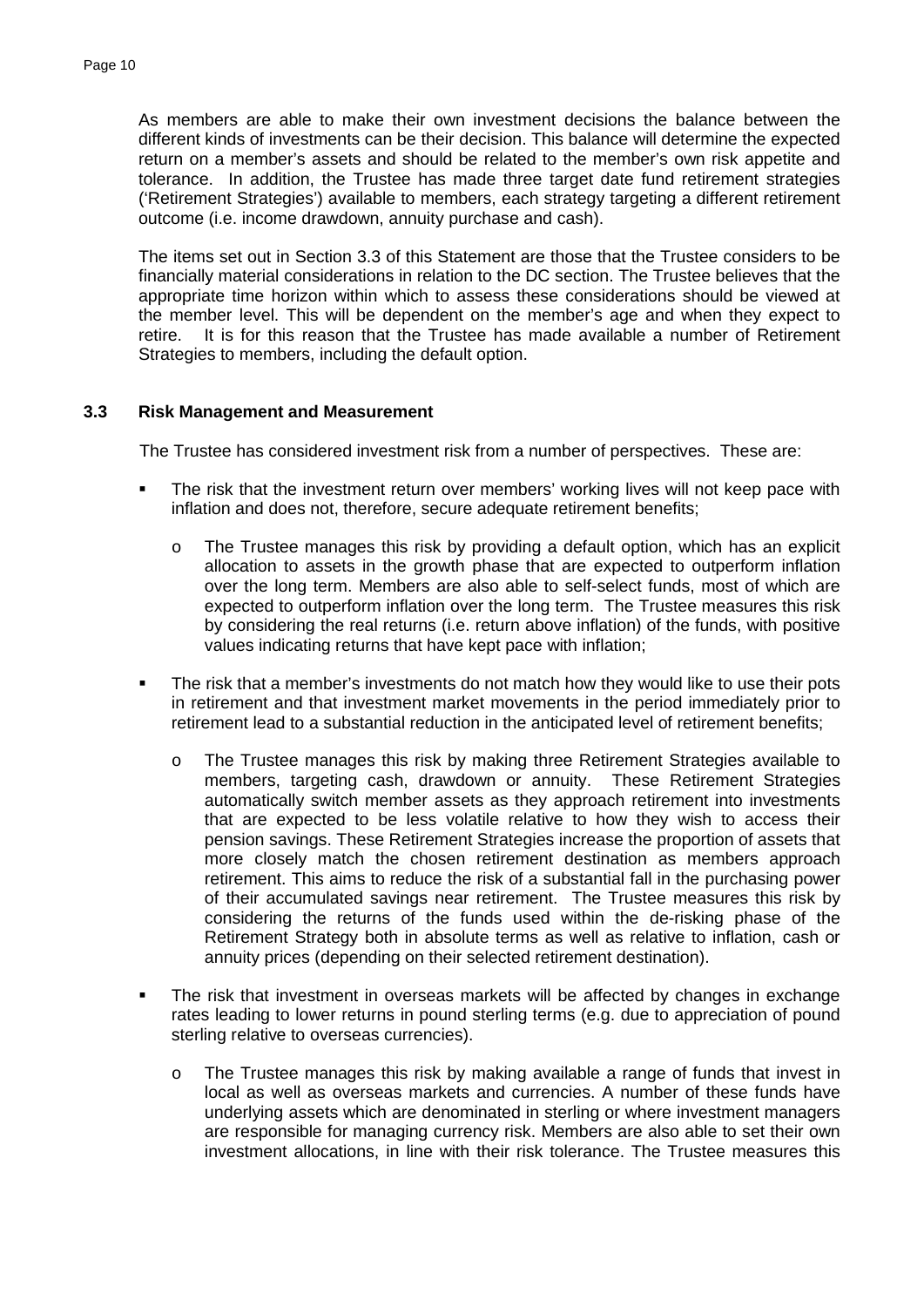As members are able to make their own investment decisions the balance between the different kinds of investments can be their decision. This balance will determine the expected return on a member's assets and should be related to the member's own risk appetite and tolerance. In addition, the Trustee has made three target date fund retirement strategies ('Retirement Strategies') available to members, each strategy targeting a different retirement outcome (i.e. income drawdown, annuity purchase and cash).

The items set out in Section 3.3 of this Statement are those that the Trustee considers to be financially material considerations in relation to the DC section. The Trustee believes that the appropriate time horizon within which to assess these considerations should be viewed at the member level. This will be dependent on the member's age and when they expect to retire. It is for this reason that the Trustee has made available a number of Retirement Strategies to members, including the default option.

### 3.3 Risk Management and Measurement

The Trustee has considered investment risk from a number of perspectives. These are:

- The risk that the investment return over members' working lives will not keep pace with inflation and does not, therefore, secure adequate retirement benefits;
  - The Trustee manages this risk by providing a default option, which has an explicit allocation to assets in the growth phase that are expected to outperform inflation over the long term. Members are also able to self-select funds, most of which are expected to outperform inflation over the long term. The Trustee measures this risk by considering the real returns (i.e. return above inflation) of the funds, with positive values indicating returns that have kept pace with inflation;
- The risk that a member's investments do not match how they would like to use their pots in retirement and that investment market movements in the period immediately prior to retirement lead to a substantial reduction in the anticipated level of retirement benefits;
  - The Trustee manages this risk by making three Retirement Strategies available to members, targeting cash, drawdown or annuity. These Retirement Strategies automatically switch member assets as they approach retirement into investments that are expected to be less volatile relative to how they wish to access their pension savings. These Retirement Strategies increase the proportion of assets that more closely match the chosen retirement destination as members approach retirement. This aims to reduce the risk of a substantial fall in the purchasing power of their accumulated savings near retirement. The Trustee measures this risk by considering the returns of the funds used within the de-risking phase of the Retirement Strategy both in absolute terms as well as relative to inflation, cash or annuity prices (depending on their selected retirement destination).
- The risk that investment in overseas markets will be affected by changes in exchange rates leading to lower returns in pound sterling terms (e.g. due to appreciation of pound sterling relative to overseas currencies).
  - The Trustee manages this risk by making available a range of funds that invest in local as well as overseas markets and currencies. A number of these funds have underlying assets which are denominated in sterling or where investment managers are responsible for managing currency risk. Members are also able to set their own investment allocations, in line with their risk tolerance. The Trustee measures this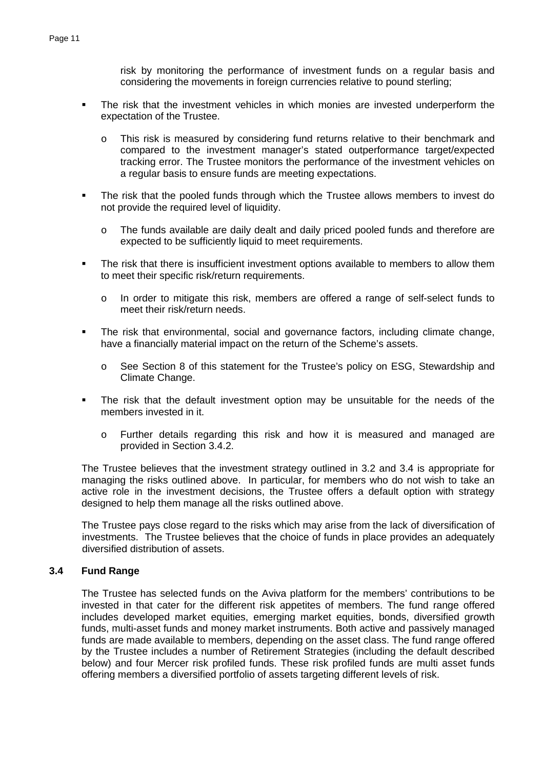risk by monitoring the performance of investment funds on a regular basis and considering the movements in foreign currencies relative to pound sterling;

- The risk that the investment vehicles in which monies are invested underperform the expectation of the Trustee.
  - This risk is measured by considering fund returns relative to their benchmark and compared to the investment manager's stated outperformance target/expected tracking error. The Trustee monitors the performance of the investment vehicles on a regular basis to ensure funds are meeting expectations.
- The risk that the pooled funds through which the Trustee allows members to invest do not provide the required level of liquidity.
  - The funds available are daily dealt and daily priced pooled funds and therefore are expected to be sufficiently liquid to meet requirements.
- The risk that there is insufficient investment options available to members to allow them to meet their specific risk/return requirements.
  - In order to mitigate this risk, members are offered a range of self-select funds to meet their risk/return needs.
- The risk that environmental, social and governance factors, including climate change, have a financially material impact on the return of the Scheme's assets.
  - See Section 8 of this statement for the Trustee's policy on ESG, Stewardship and Climate Change.
- The risk that the default investment option may be unsuitable for the needs of the members invested in it.
  - Further details regarding this risk and how it is measured and managed are provided in Section 3.4.2.

The Trustee believes that the investment strategy outlined in 3.2 and 3.4 is appropriate for managing the risks outlined above. In particular, for members who do not wish to take an active role in the investment decisions, the Trustee offers a default option with strategy designed to help them manage all the risks outlined above.

The Trustee pays close regard to the risks which may arise from the lack of diversification of investments. The Trustee believes that the choice of funds in place provides an adequately diversified distribution of assets.

### 3.4 Fund Range

The Trustee has selected funds on the Aviva platform for the members' contributions to be invested in that cater for the different risk appetites of members. The fund range offered includes developed market equities, emerging market equities, bonds, diversified growth funds, multi-asset funds and money market instruments. Both active and passively managed funds are made available to members, depending on the asset class. The fund range offered by the Trustee includes a number of Retirement Strategies (including the default described below) and four Mercer risk profiled funds. These risk profiled funds are multi asset funds offering members a diversified portfolio of assets targeting different levels of risk.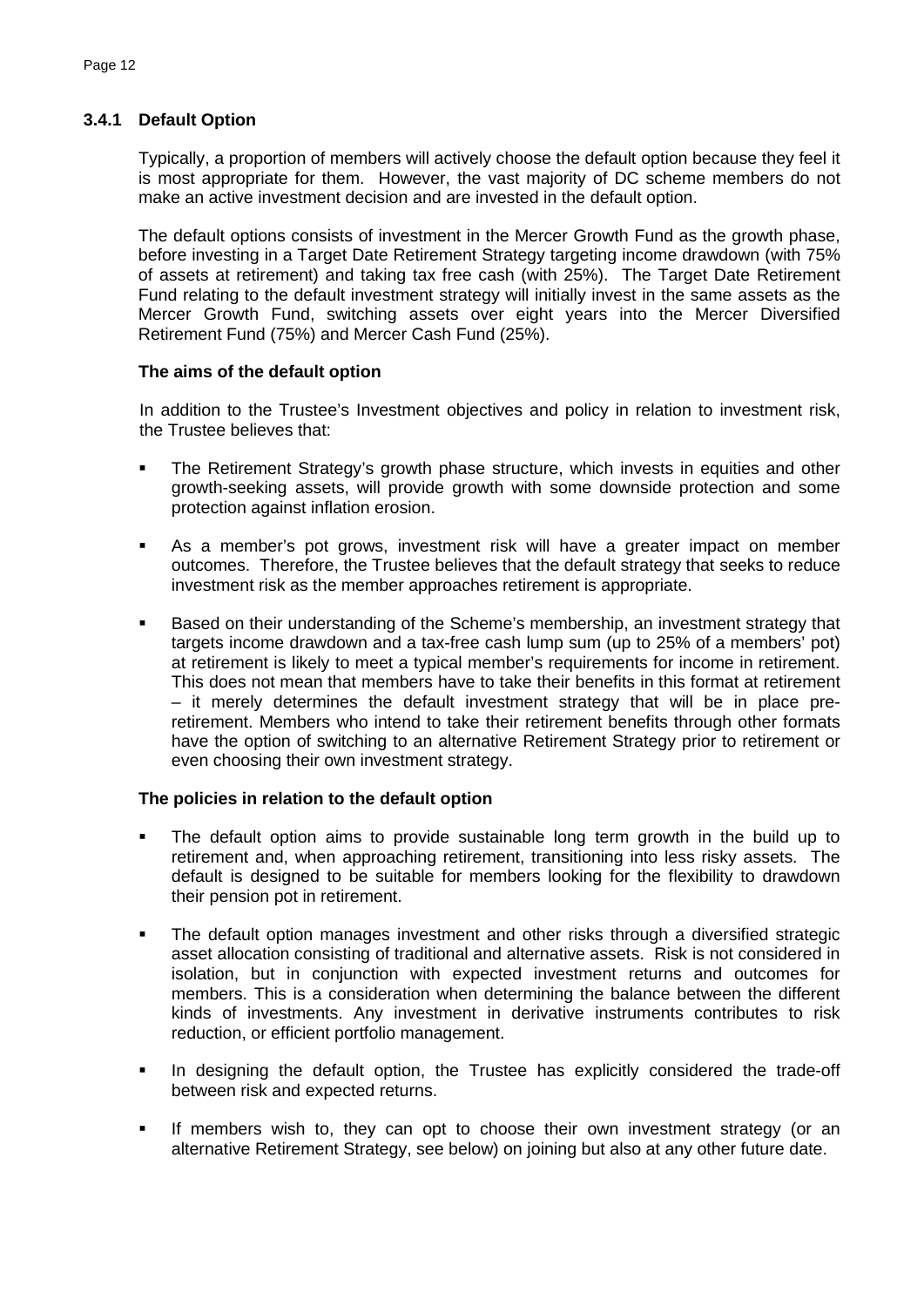### 3.4.1 Default Option

Typically, a proportion of members will actively choose the default option because they feel it is most appropriate for them. However, the vast majority of DC scheme members do not make an active investment decision and are invested in the default option.

The default options consists of investment in the Mercer Growth Fund as the growth phase, before investing in a Target Date Retirement Strategy targeting income drawdown (with 75% of assets at retirement) and taking tax free cash (with 25%). The Target Date Retirement Fund relating to the default investment strategy will initially invest in the same assets as the Mercer Growth Fund, switching assets over eight years into the Mercer Diversified Retirement Fund (75%) and Mercer Cash Fund (25%).

**The aims of the default option**

In addition to the Trustee's Investment objectives and policy in relation to investment risk, the Trustee believes that:

- The Retirement Strategy's growth phase structure, which invests in equities and other growth-seeking assets, will provide growth with some downside protection and some protection against inflation erosion.
- As a member's pot grows, investment risk will have a greater impact on member outcomes. Therefore, the Trustee believes that the default strategy that seeks to reduce investment risk as the member approaches retirement is appropriate.
- Based on their understanding of the Scheme's membership, an investment strategy that targets income drawdown and a tax-free cash lump sum (up to 25% of a members' pot) at retirement is likely to meet a typical member's requirements for income in retirement. This does not mean that members have to take their benefits in this format at retirement – it merely determines the default investment strategy that will be in place pre-retirement. Members who intend to take their retirement benefits through other formats have the option of switching to an alternative Retirement Strategy prior to retirement or even choosing their own investment strategy.

**The policies in relation to the default option**

- The default option aims to provide sustainable long term growth in the build up to retirement and, when approaching retirement, transitioning into less risky assets. The default is designed to be suitable for members looking for the flexibility to drawdown their pension pot in retirement.
- The default option manages investment and other risks through a diversified strategic asset allocation consisting of traditional and alternative assets. Risk is not considered in isolation, but in conjunction with expected investment returns and outcomes for members. This is a consideration when determining the balance between the different kinds of investments. Any investment in derivative instruments contributes to risk reduction, or efficient portfolio management.
- In designing the default option, the Trustee has explicitly considered the trade-off between risk and expected returns.
- If members wish to, they can opt to choose their own investment strategy (or an alternative Retirement Strategy, see below) on joining but also at any other future date.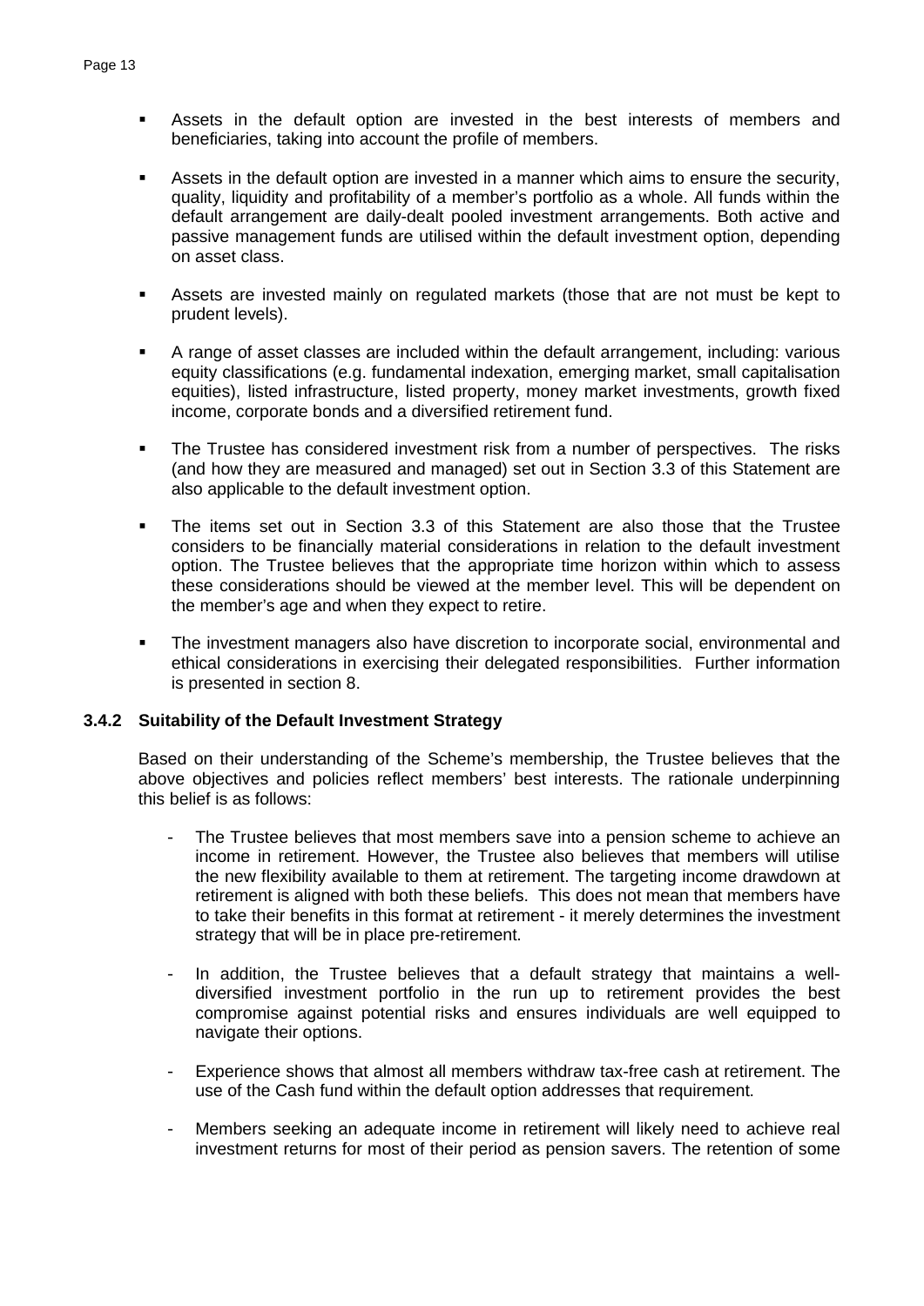- Assets in the default option are invested in the best interests of members and beneficiaries, taking into account the profile of members.

- Assets in the default option are invested in a manner which aims to ensure the security, quality, liquidity and profitability of a member's portfolio as a whole. All funds within the default arrangement are daily-dealt pooled investment arrangements. Both active and passive management funds are utilised within the default investment option, depending on asset class.

- Assets are invested mainly on regulated markets (those that are not must be kept to prudent levels).

- A range of asset classes are included within the default arrangement, including: various equity classifications (e.g. fundamental indexation, emerging market, small capitalisation equities), listed infrastructure, listed property, money market investments, growth fixed income, corporate bonds and a diversified retirement fund.

- The Trustee has considered investment risk from a number of perspectives. The risks (and how they are measured and managed) set out in Section 3.3 of this Statement are also applicable to the default investment option.

- The items set out in Section 3.3 of this Statement are also those that the Trustee considers to be financially material considerations in relation to the default investment option. The Trustee believes that the appropriate time horizon within which to assess these considerations should be viewed at the member level. This will be dependent on the member's age and when they expect to retire.

- The investment managers also have discretion to incorporate social, environmental and ethical considerations in exercising their delegated responsibilities. Further information is presented in section 8.

### 3.4.2 Suitability of the Default Investment Strategy

Based on their understanding of the Scheme's membership, the Trustee believes that the above objectives and policies reflect members' best interests. The rationale underpinning this belief is as follows:

- The Trustee believes that most members save into a pension scheme to achieve an income in retirement. However, the Trustee also believes that members will utilise the new flexibility available to them at retirement. The targeting income drawdown at retirement is aligned with both these beliefs. This does not mean that members have to take their benefits in this format at retirement - it merely determines the investment strategy that will be in place pre-retirement.

- In addition, the Trustee believes that a default strategy that maintains a well-diversified investment portfolio in the run up to retirement provides the best compromise against potential risks and ensures individuals are well equipped to navigate their options.

- Experience shows that almost all members withdraw tax-free cash at retirement. The use of the Cash fund within the default option addresses that requirement.

- Members seeking an adequate income in retirement will likely need to achieve real investment returns for most of their period as pension savers. The retention of some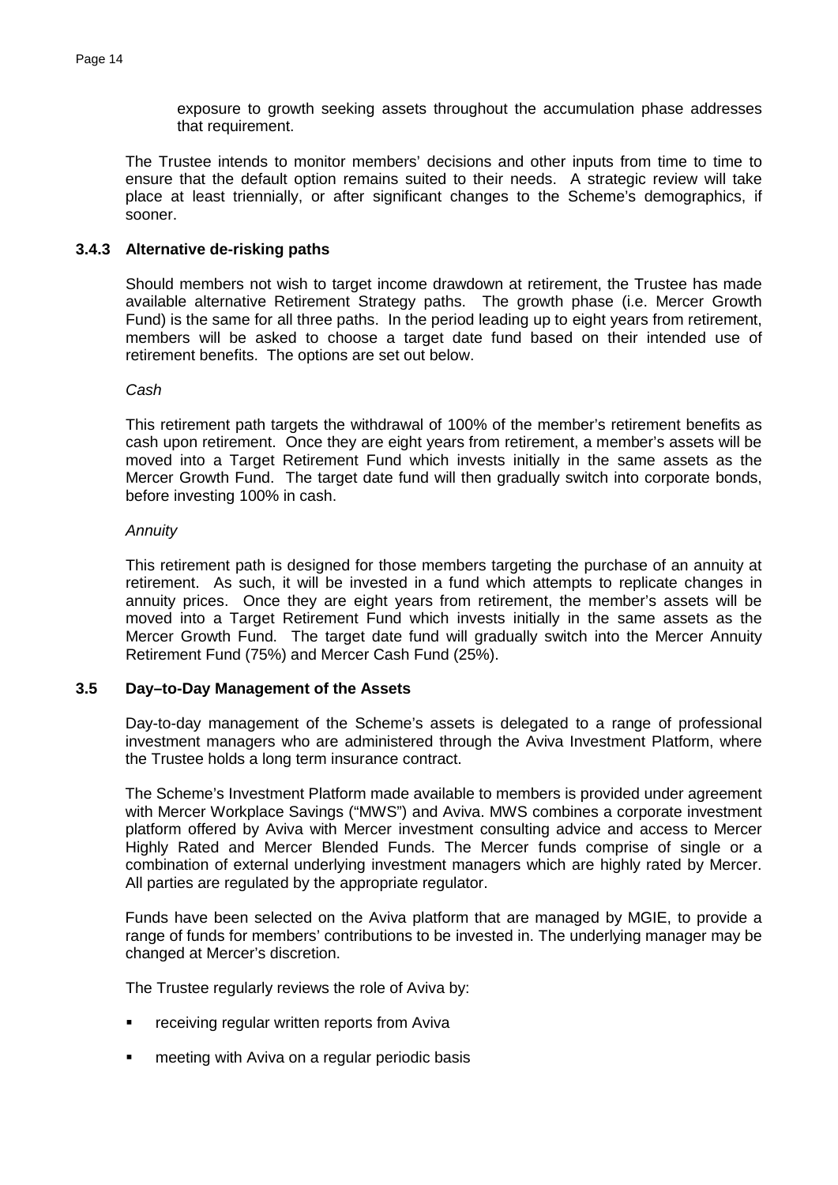exposure to growth seeking assets throughout the accumulation phase addresses that requirement.

The Trustee intends to monitor members' decisions and other inputs from time to time to ensure that the default option remains suited to their needs. A strategic review will take place at least triennially, or after significant changes to the Scheme's demographics, if sooner.

### 3.4.3 Alternative de-risking paths

Should members not wish to target income drawdown at retirement, the Trustee has made available alternative Retirement Strategy paths. The growth phase (i.e. Mercer Growth Fund) is the same for all three paths. In the period leading up to eight years from retirement, members will be asked to choose a target date fund based on their intended use of retirement benefits. The options are set out below.

*Cash*

This retirement path targets the withdrawal of 100% of the member's retirement benefits as cash upon retirement. Once they are eight years from retirement, a member's assets will be moved into a Target Retirement Fund which invests initially in the same assets as the Mercer Growth Fund. The target date fund will then gradually switch into corporate bonds, before investing 100% in cash.

*Annuity*

This retirement path is designed for those members targeting the purchase of an annuity at retirement. As such, it will be invested in a fund which attempts to replicate changes in annuity prices. Once they are eight years from retirement, the member's assets will be moved into a Target Retirement Fund which invests initially in the same assets as the Mercer Growth Fund. The target date fund will gradually switch into the Mercer Annuity Retirement Fund (75%) and Mercer Cash Fund (25%).

## 3.5 Day–to-Day Management of the Assets

Day-to-day management of the Scheme's assets is delegated to a range of professional investment managers who are administered through the Aviva Investment Platform, where the Trustee holds a long term insurance contract.

The Scheme's Investment Platform made available to members is provided under agreement with Mercer Workplace Savings ("MWS") and Aviva. MWS combines a corporate investment platform offered by Aviva with Mercer investment consulting advice and access to Mercer Highly Rated and Mercer Blended Funds. The Mercer funds comprise of single or a combination of external underlying investment managers which are highly rated by Mercer. All parties are regulated by the appropriate regulator.

Funds have been selected on the Aviva platform that are managed by MGIE, to provide a range of funds for members' contributions to be invested in. The underlying manager may be changed at Mercer's discretion.

The Trustee regularly reviews the role of Aviva by:

- receiving regular written reports from Aviva
- meeting with Aviva on a regular periodic basis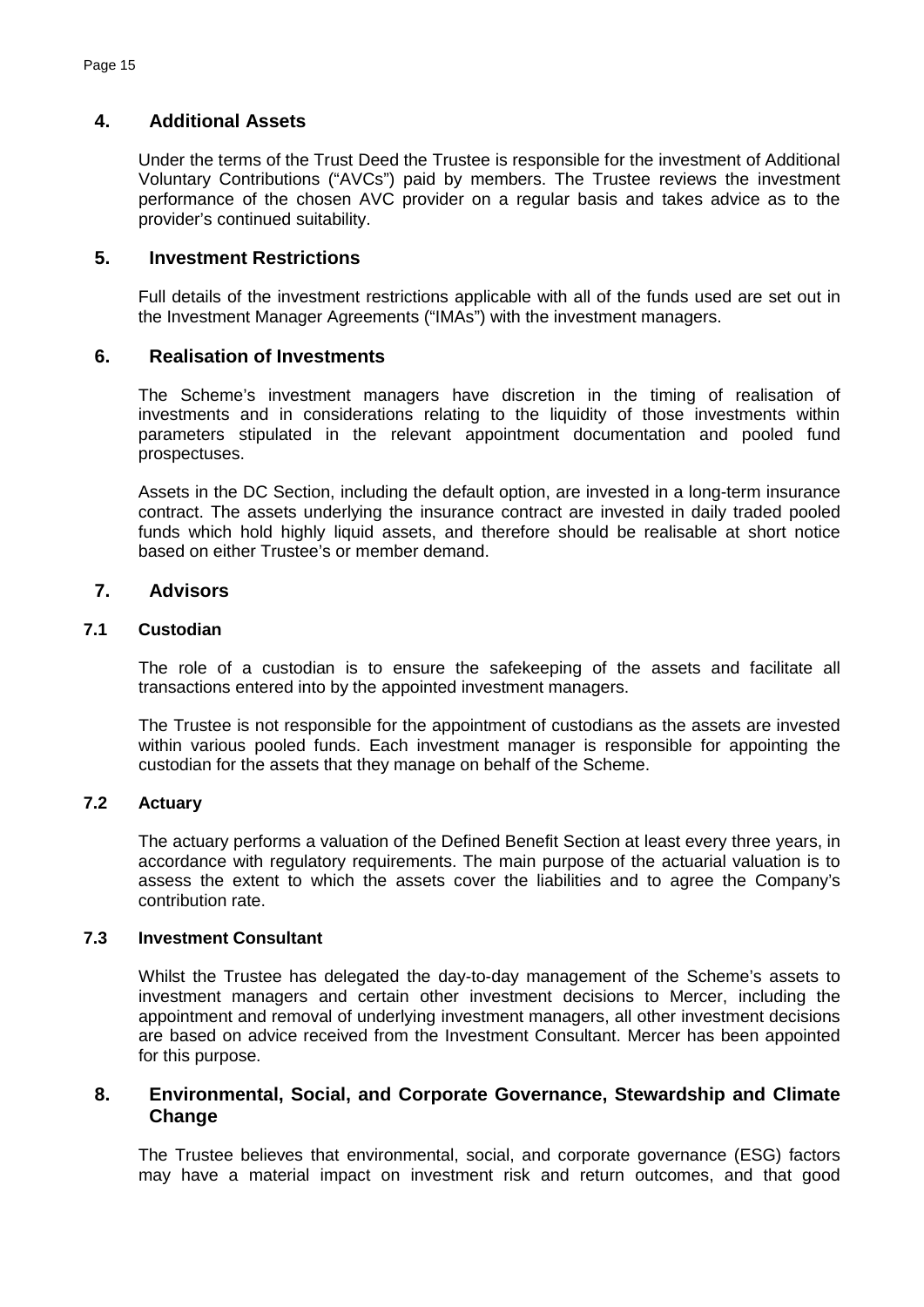## 4. Additional Assets

Under the terms of the Trust Deed the Trustee is responsible for the investment of Additional Voluntary Contributions ("AVCs") paid by members. The Trustee reviews the investment performance of the chosen AVC provider on a regular basis and takes advice as to the provider's continued suitability.

## 5. Investment Restrictions

Full details of the investment restrictions applicable with all of the funds used are set out in the Investment Manager Agreements ("IMAs") with the investment managers.

## 6. Realisation of Investments

The Scheme's investment managers have discretion in the timing of realisation of investments and in considerations relating to the liquidity of those investments within parameters stipulated in the relevant appointment documentation and pooled fund prospectuses.

Assets in the DC Section, including the default option, are invested in a long-term insurance contract. The assets underlying the insurance contract are invested in daily traded pooled funds which hold highly liquid assets, and therefore should be realisable at short notice based on either Trustee's or member demand.

## 7. Advisors

### 7.1 Custodian

The role of a custodian is to ensure the safekeeping of the assets and facilitate all transactions entered into by the appointed investment managers.

The Trustee is not responsible for the appointment of custodians as the assets are invested within various pooled funds. Each investment manager is responsible for appointing the custodian for the assets that they manage on behalf of the Scheme.

### 7.2 Actuary

The actuary performs a valuation of the Defined Benefit Section at least every three years, in accordance with regulatory requirements. The main purpose of the actuarial valuation is to assess the extent to which the assets cover the liabilities and to agree the Company's contribution rate.

### 7.3 Investment Consultant

Whilst the Trustee has delegated the day-to-day management of the Scheme's assets to investment managers and certain other investment decisions to Mercer, including the appointment and removal of underlying investment managers, all other investment decisions are based on advice received from the Investment Consultant. Mercer has been appointed for this purpose.

## 8. Environmental, Social, and Corporate Governance, Stewardship and Climate Change

The Trustee believes that environmental, social, and corporate governance (ESG) factors may have a material impact on investment risk and return outcomes, and that good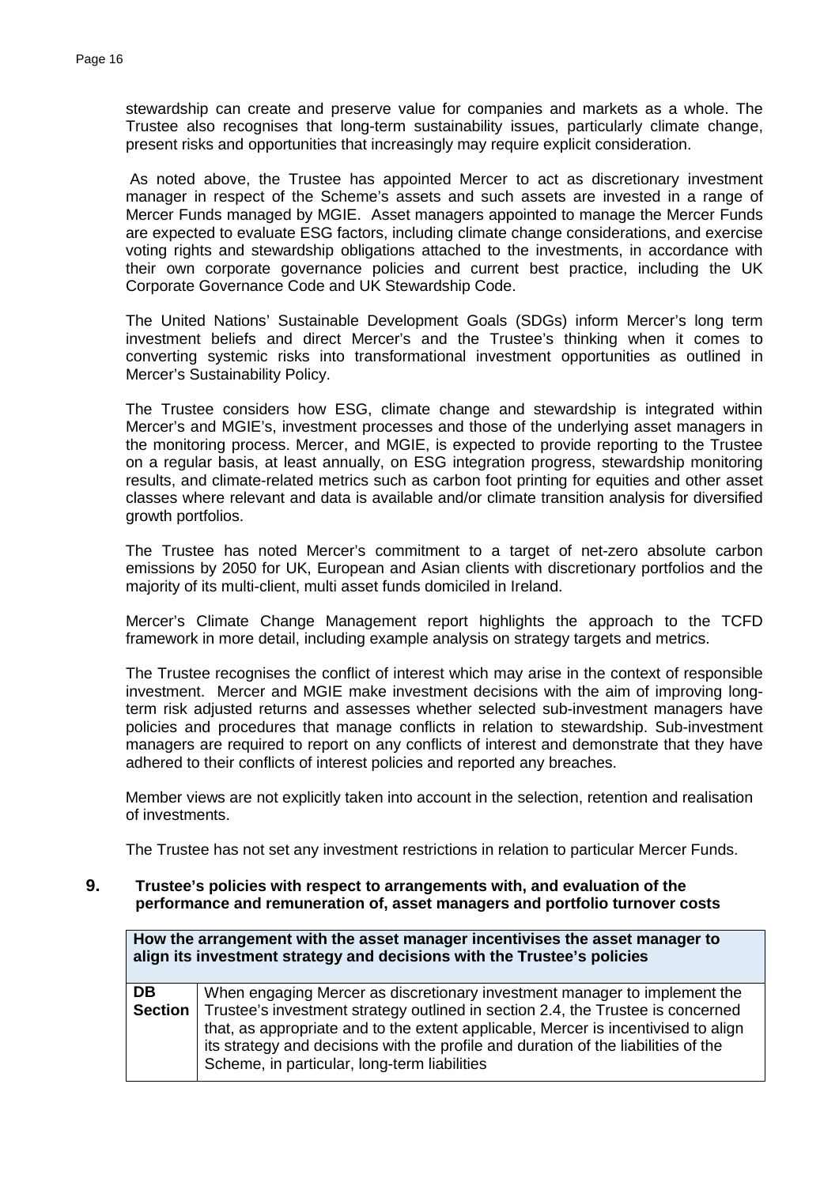stewardship can create and preserve value for companies and markets as a whole. The Trustee also recognises that long-term sustainability issues, particularly climate change, present risks and opportunities that increasingly may require explicit consideration.

As noted above, the Trustee has appointed Mercer to act as discretionary investment manager in respect of the Scheme's assets and such assets are invested in a range of Mercer Funds managed by MGIE. Asset managers appointed to manage the Mercer Funds are expected to evaluate ESG factors, including climate change considerations, and exercise voting rights and stewardship obligations attached to the investments, in accordance with their own corporate governance policies and current best practice, including the UK Corporate Governance Code and UK Stewardship Code.

The United Nations' Sustainable Development Goals (SDGs) inform Mercer's long term investment beliefs and direct Mercer's and the Trustee's thinking when it comes to converting systemic risks into transformational investment opportunities as outlined in Mercer's Sustainability Policy.

The Trustee considers how ESG, climate change and stewardship is integrated within Mercer's and MGIE's, investment processes and those of the underlying asset managers in the monitoring process. Mercer, and MGIE, is expected to provide reporting to the Trustee on a regular basis, at least annually, on ESG integration progress, stewardship monitoring results, and climate-related metrics such as carbon foot printing for equities and other asset classes where relevant and data is available and/or climate transition analysis for diversified growth portfolios.

The Trustee has noted Mercer's commitment to a target of net-zero absolute carbon emissions by 2050 for UK, European and Asian clients with discretionary portfolios and the majority of its multi-client, multi asset funds domiciled in Ireland.

Mercer's Climate Change Management report highlights the approach to the TCFD framework in more detail, including example analysis on strategy targets and metrics.

The Trustee recognises the conflict of interest which may arise in the context of responsible investment. Mercer and MGIE make investment decisions with the aim of improving long-term risk adjusted returns and assesses whether selected sub-investment managers have policies and procedures that manage conflicts in relation to stewardship. Sub-investment managers are required to report on any conflicts of interest and demonstrate that they have adhered to their conflicts of interest policies and reported any breaches.

Member views are not explicitly taken into account in the selection, retention and realisation of investments.

The Trustee has not set any investment restrictions in relation to particular Mercer Funds.

## 9. Trustee's policies with respect to arrangements with, and evaluation of the performance and remuneration of, asset managers and portfolio turnover costs

| **How the arrangement with the asset manager incentivises the asset manager to align its investment strategy and decisions with the Trustee's policies** | |
|---|---|
| **DB Section** | When engaging Mercer as discretionary investment manager to implement the Trustee's investment strategy outlined in section 2.4, the Trustee is concerned that, as appropriate and to the extent applicable, Mercer is incentivised to align its strategy and decisions with the profile and duration of the liabilities of the Scheme, in particular, long-term liabilities |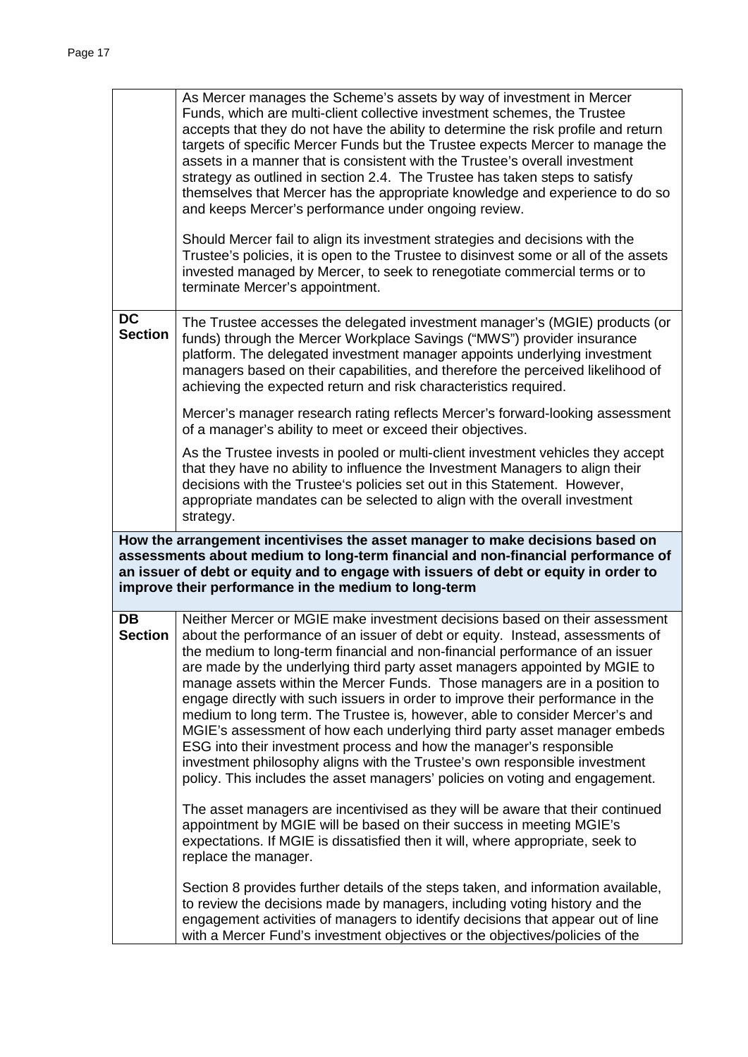| | |
|---|---|
| | As Mercer manages the Scheme's assets by way of investment in Mercer Funds, which are multi-client collective investment schemes, the Trustee accepts that they do not have the ability to determine the risk profile and return targets of specific Mercer Funds but the Trustee expects Mercer to manage the assets in a manner that is consistent with the Trustee's overall investment strategy as outlined in section 2.4. The Trustee has taken steps to satisfy themselves that Mercer has the appropriate knowledge and experience to do so and keeps Mercer's performance under ongoing review.<br><br>Should Mercer fail to align its investment strategies and decisions with the Trustee's policies, it is open to the Trustee to disinvest some or all of the assets invested managed by Mercer, to seek to renegotiate commercial terms or to terminate Mercer's appointment. |
| **DC Section** | The Trustee accesses the delegated investment manager's (MGIE) products (or funds) through the Mercer Workplace Savings ("MWS") provider insurance platform. The delegated investment manager appoints underlying investment managers based on their capabilities, and therefore the perceived likelihood of achieving the expected return and risk characteristics required.<br><br>Mercer's manager research rating reflects Mercer's forward-looking assessment of a manager's ability to meet or exceed their objectives.<br><br>As the Trustee invests in pooled or multi-client investment vehicles they accept that they have no ability to influence the Investment Managers to align their decisions with the Trustee's policies set out in this Statement. However, appropriate mandates can be selected to align with the overall investment strategy. |
| **How the arrangement incentivises the asset manager to make decisions based on assessments about medium to long-term financial and non-financial performance of an issuer of debt or equity and to engage with issuers of debt or equity in order to improve their performance in the medium to long-term** | |
| **DB Section** | Neither Mercer or MGIE make investment decisions based on their assessment about the performance of an issuer of debt or equity. Instead, assessments of the medium to long-term financial and non-financial performance of an issuer are made by the underlying third party asset managers appointed by MGIE to manage assets within the Mercer Funds. Those managers are in a position to engage directly with such issuers in order to improve their performance in the medium to long term. The Trustee is, however, able to consider Mercer's and MGIE's assessment of how each underlying third party asset manager embeds ESG into their investment process and how the manager's responsible investment philosophy aligns with the Trustee's own responsible investment policy. This includes the asset managers' policies on voting and engagement.<br><br>The asset managers are incentivised as they will be aware that their continued appointment by MGIE will be based on their success in meeting MGIE's expectations. If MGIE is dissatisfied then it will, where appropriate, seek to replace the manager.<br><br>Section 8 provides further details of the steps taken, and information available, to review the decisions made by managers, including voting history and the engagement activities of managers to identify decisions that appear out of line with a Mercer Fund's investment objectives or the objectives/policies of the |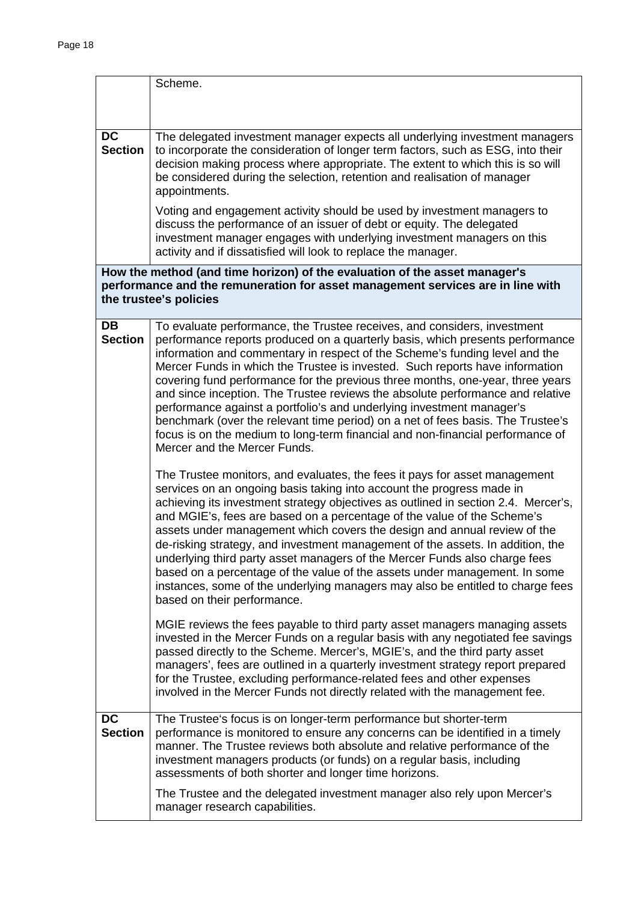| | |
|---|---|
| | Scheme. |
| **DC Section** | The delegated investment manager expects all underlying investment managers to incorporate the consideration of longer term factors, such as ESG, into their decision making process where appropriate. The extent to which this is so will be considered during the selection, retention and realisation of manager appointments.<br><br>Voting and engagement activity should be used by investment managers to discuss the performance of an issuer of debt or equity. The delegated investment manager engages with underlying investment managers on this activity and if dissatisfied will look to replace the manager. |
| **How the method (and time horizon) of the evaluation of the asset manager's performance and the remuneration for asset management services are in line with the trustee's policies** | |
| **DB Section** | To evaluate performance, the Trustee receives, and considers, investment performance reports produced on a quarterly basis, which presents performance information and commentary in respect of the Scheme's funding level and the Mercer Funds in which the Trustee is invested. Such reports have information covering fund performance for the previous three months, one-year, three years and since inception. The Trustee reviews the absolute performance and relative performance against a portfolio's and underlying investment manager's benchmark (over the relevant time period) on a net of fees basis. The Trustee's focus is on the medium to long-term financial and non-financial performance of Mercer and the Mercer Funds.<br><br>The Trustee monitors, and evaluates, the fees it pays for asset management services on an ongoing basis taking into account the progress made in achieving its investment strategy objectives as outlined in section 2.4. Mercer's, and MGIE's, fees are based on a percentage of the value of the Scheme's assets under management which covers the design and annual review of the de-risking strategy, and investment management of the assets. In addition, the underlying third party asset managers of the Mercer Funds also charge fees based on a percentage of the value of the assets under management. In some instances, some of the underlying managers may also be entitled to charge fees based on their performance.<br><br>MGIE reviews the fees payable to third party asset managers managing assets invested in the Mercer Funds on a regular basis with any negotiated fee savings passed directly to the Scheme. Mercer's, MGIE's, and the third party asset managers', fees are outlined in a quarterly investment strategy report prepared for the Trustee, excluding performance-related fees and other expenses involved in the Mercer Funds not directly related with the management fee. |
| **DC Section** | The Trustee's focus is on longer-term performance but shorter-term performance is monitored to ensure any concerns can be identified in a timely manner. The Trustee reviews both absolute and relative performance of the investment managers products (or funds) on a regular basis, including assessments of both shorter and longer time horizons.<br><br>The Trustee and the delegated investment manager also rely upon Mercer's manager research capabilities. |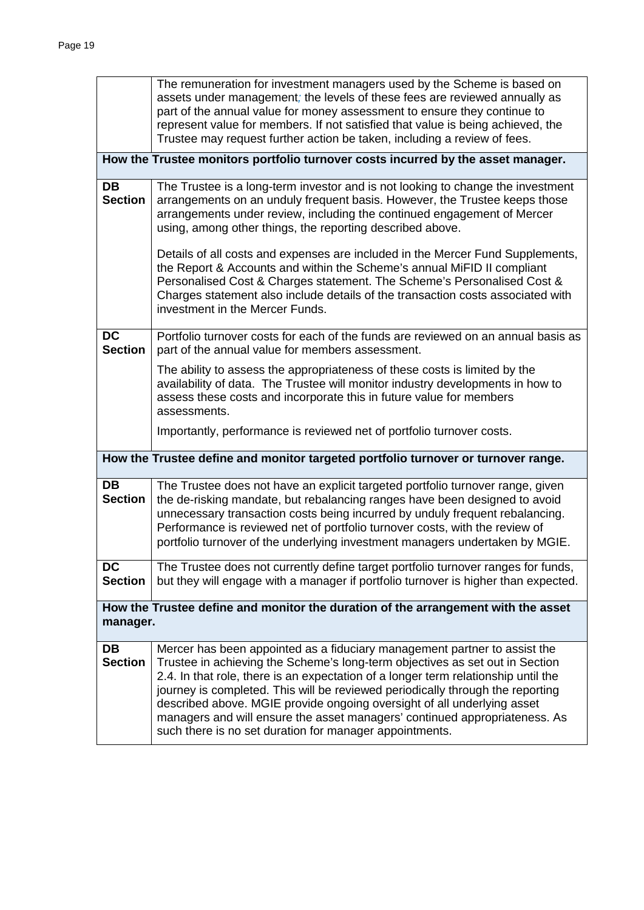| | |
|---|---|
| | The remuneration for investment managers used by the Scheme is based on assets under management; the levels of these fees are reviewed annually as part of the annual value for money assessment to ensure they continue to represent value for members. If not satisfied that value is being achieved, the Trustee may request further action be taken, including a review of fees. |
| **How the Trustee monitors portfolio turnover costs incurred by the asset manager.** | |
| **DB Section** | The Trustee is a long-term investor and is not looking to change the investment arrangements on an unduly frequent basis. However, the Trustee keeps those arrangements under review, including the continued engagement of Mercer using, among other things, the reporting described above.<br><br>Details of all costs and expenses are included in the Mercer Fund Supplements, the Report & Accounts and within the Scheme's annual MiFID II compliant Personalised Cost & Charges statement. The Scheme's Personalised Cost & Charges statement also include details of the transaction costs associated with investment in the Mercer Funds. |
| **DC Section** | Portfolio turnover costs for each of the funds are reviewed on an annual basis as part of the annual value for members assessment.<br><br>The ability to assess the appropriateness of these costs is limited by the availability of data. The Trustee will monitor industry developments in how to assess these costs and incorporate this in future value for members assessments.<br><br>Importantly, performance is reviewed net of portfolio turnover costs. |
| **How the Trustee define and monitor targeted portfolio turnover or turnover range.** | |
| **DB Section** | The Trustee does not have an explicit targeted portfolio turnover range, given the de-risking mandate, but rebalancing ranges have been designed to avoid unnecessary transaction costs being incurred by unduly frequent rebalancing. Performance is reviewed net of portfolio turnover costs, with the review of portfolio turnover of the underlying investment managers undertaken by MGIE. |
| **DC Section** | The Trustee does not currently define target portfolio turnover ranges for funds, but they will engage with a manager if portfolio turnover is higher than expected. |
| **How the Trustee define and monitor the duration of the arrangement with the asset manager.** | |
| **DB Section** | Mercer has been appointed as a fiduciary management partner to assist the Trustee in achieving the Scheme's long-term objectives as set out in Section 2.4. In that role, there is an expectation of a longer term relationship until the journey is completed. This will be reviewed periodically through the reporting described above. MGIE provide ongoing oversight of all underlying asset managers and will ensure the asset managers' continued appropriateness. As such there is no set duration for manager appointments. |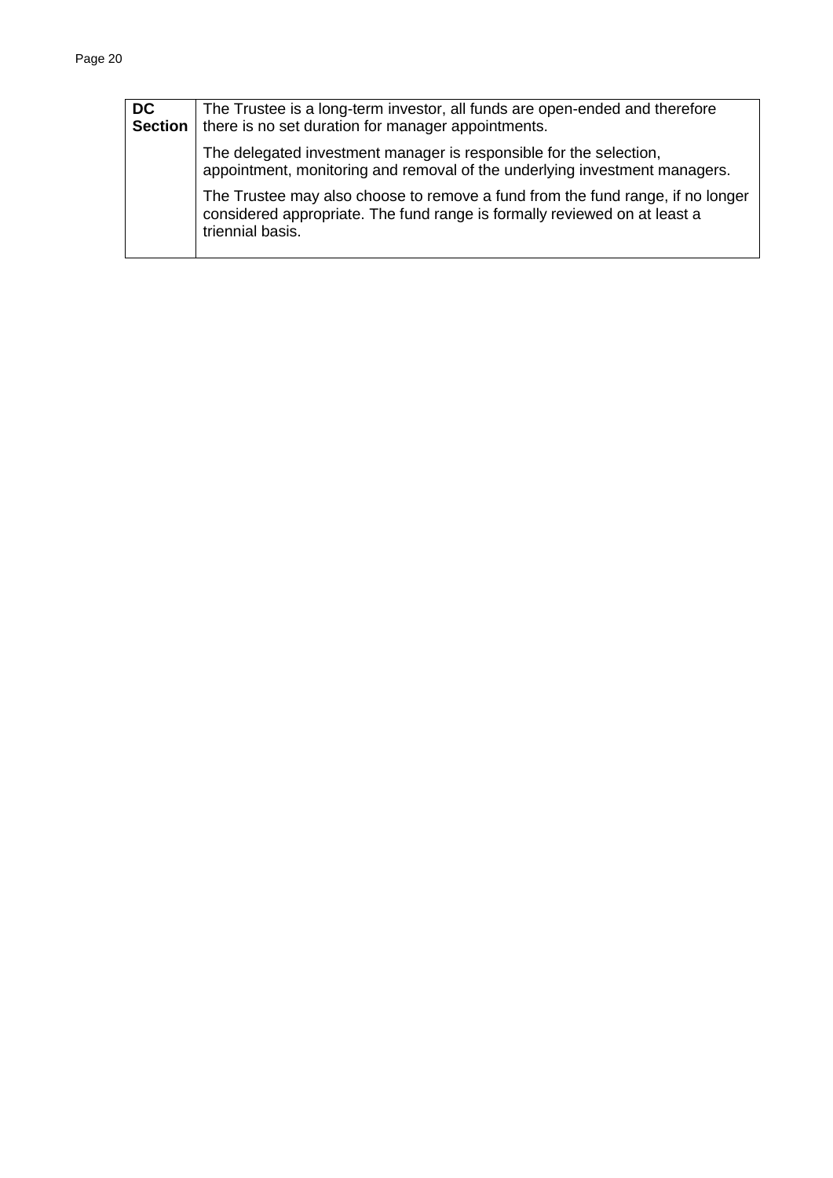| **DC Section** | The Trustee is a long-term investor, all funds are open-ended and therefore there is no set duration for manager appointments.<br><br>The delegated investment manager is responsible for the selection, appointment, monitoring and removal of the underlying investment managers.<br><br>The Trustee may also choose to remove a fund from the fund range, if no longer considered appropriate. The fund range is formally reviewed on at least a triennial basis. |
|---|---|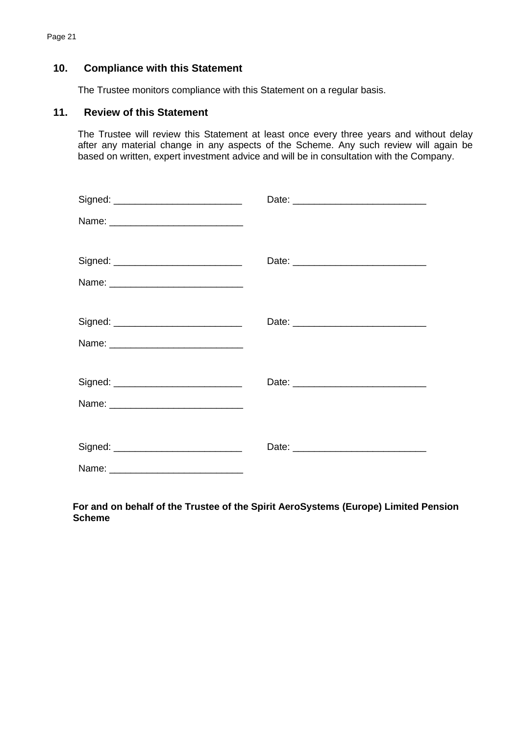## 10. Compliance with this Statement

The Trustee monitors compliance with this Statement on a regular basis.

## 11. Review of this Statement

The Trustee will review this Statement at least once every three years and without delay after any material change in any aspects of the Scheme. Any such review will again be based on written, expert investment advice and will be in consultation with the Company.

Signed: ________________________ Date: _________________________

Name: _________________________

Signed: ________________________ Date: _________________________

Name: _________________________

Signed: ________________________ Date: _________________________

Name: _________________________

Signed: ________________________ Date: _________________________

Name: _________________________

Signed: ________________________ Date: _________________________

Name: _________________________

**For and on behalf of the Trustee of the Spirit AeroSystems (Europe) Limited Pension Scheme**